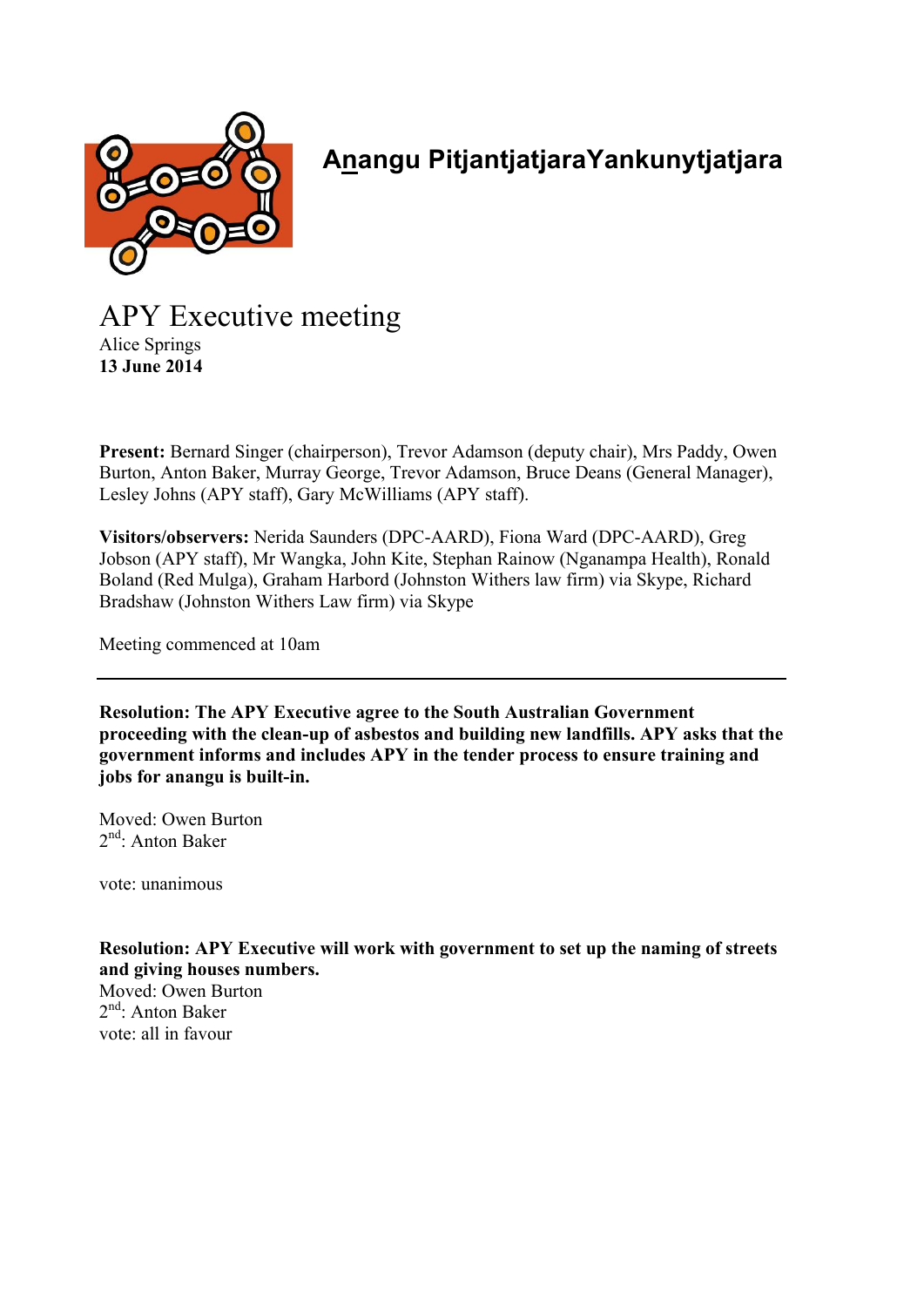**Anangu PitjantjatjaraYankunytjatjara**

# APY Executive meeting

Alice Springs
**13 June 2014**

**Present:** Bernard Singer (chairperson), Trevor Adamson (deputy chair), Mrs Paddy, Owen Burton, Anton Baker, Murray George, Trevor Adamson, Bruce Deans (General Manager), Lesley Johns (APY staff), Gary McWilliams (APY staff).

**Visitors/observers:** Nerida Saunders (DPC-AARD), Fiona Ward (DPC-AARD), Greg Jobson (APY staff), Mr Wangka, John Kite, Stephan Rainow (Nganampa Health), Ronald Boland (Red Mulga), Graham Harbord (Johnston Withers law firm) via Skype, Richard Bradshaw (Johnston Withers Law firm) via Skype

Meeting commenced at 10am

---

**Resolution: The APY Executive agree to the South Australian Government proceeding with the clean-up of asbestos and building new landfills. APY asks that the government informs and includes APY in the tender process to ensure training and jobs for anangu is built-in.**

Moved: Owen Burton
2nd: Anton Baker

vote: unanimous

**Resolution: APY Executive will work with government to set up the naming of streets and giving houses numbers.**
Moved: Owen Burton
2nd: Anton Baker
vote: all in favour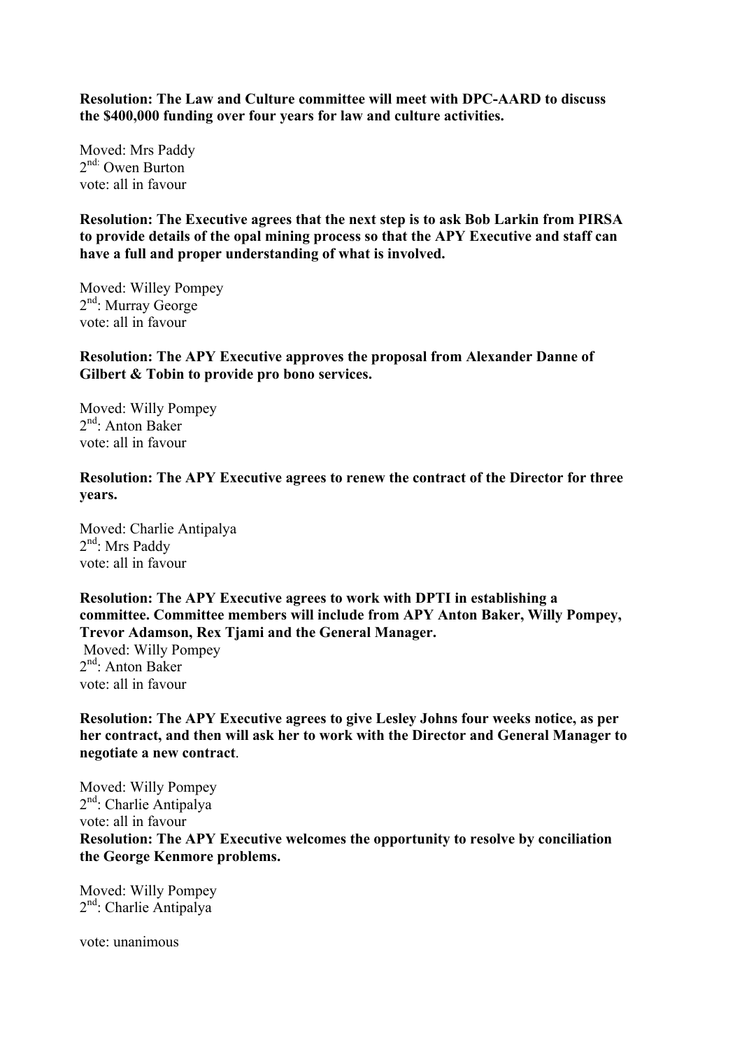**Resolution: The Law and Culture committee will meet with DPC-AARD to discuss the $400,000 funding over four years for law and culture activities.**

Moved: Mrs Paddy
2nd: Owen Burton
vote: all in favour

**Resolution: The Executive agrees that the next step is to ask Bob Larkin from PIRSA to provide details of the opal mining process so that the APY Executive and staff can have a full and proper understanding of what is involved.**

Moved: Willey Pompey
2nd: Murray George
vote: all in favour

**Resolution: The APY Executive approves the proposal from Alexander Danne of Gilbert & Tobin to provide pro bono services.**

Moved: Willy Pompey
2nd: Anton Baker
vote: all in favour

**Resolution: The APY Executive agrees to renew the contract of the Director for three years.**

Moved: Charlie Antipalya
2nd: Mrs Paddy
vote: all in favour

**Resolution: The APY Executive agrees to work with DPTI in establishing a committee. Committee members will include from APY Anton Baker, Willy Pompey, Trevor Adamson, Rex Tjami and the General Manager.**

Moved: Willy Pompey
2nd: Anton Baker
vote: all in favour

**Resolution: The APY Executive agrees to give Lesley Johns four weeks notice, as per her contract, and then will ask her to work with the Director and General Manager to negotiate a new contract**.

Moved: Willy Pompey
2nd: Charlie Antipalya
vote: all in favour

**Resolution: The APY Executive welcomes the opportunity to resolve by conciliation the George Kenmore problems.**

Moved: Willy Pompey
2nd: Charlie Antipalya

vote: unanimous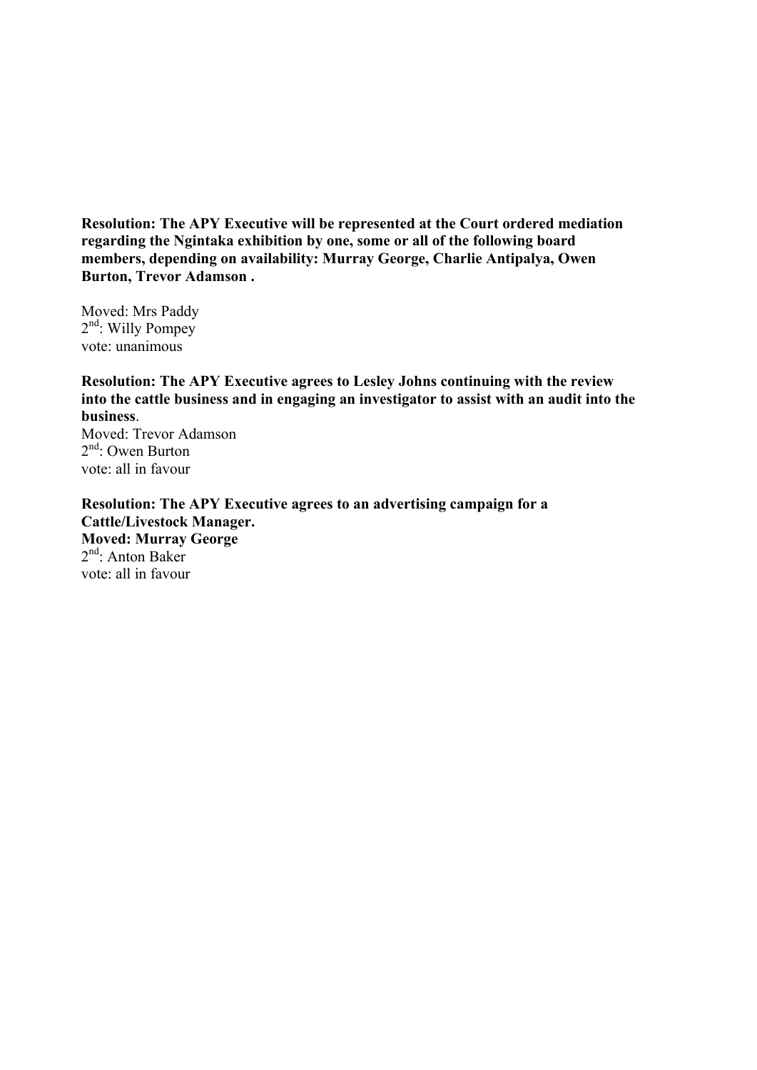**Resolution: The APY Executive will be represented at the Court ordered mediation regarding the Ngintaka exhibition by one, some or all of the following board members, depending on availability: Murray George, Charlie Antipalya, Owen Burton, Trevor Adamson .**

Moved: Mrs Paddy  
2nd: Willy Pompey  
vote: unanimous

**Resolution: The APY Executive agrees to Lesley Johns continuing with the review into the cattle business and in engaging an investigator to assist with an audit into the business**.  
Moved: Trevor Adamson  
2nd: Owen Burton  
vote: all in favour

**Resolution: The APY Executive agrees to an advertising campaign for a Cattle/Livestock Manager.**  
**Moved: Murray George**  
2nd: Anton Baker  
vote: all in favour